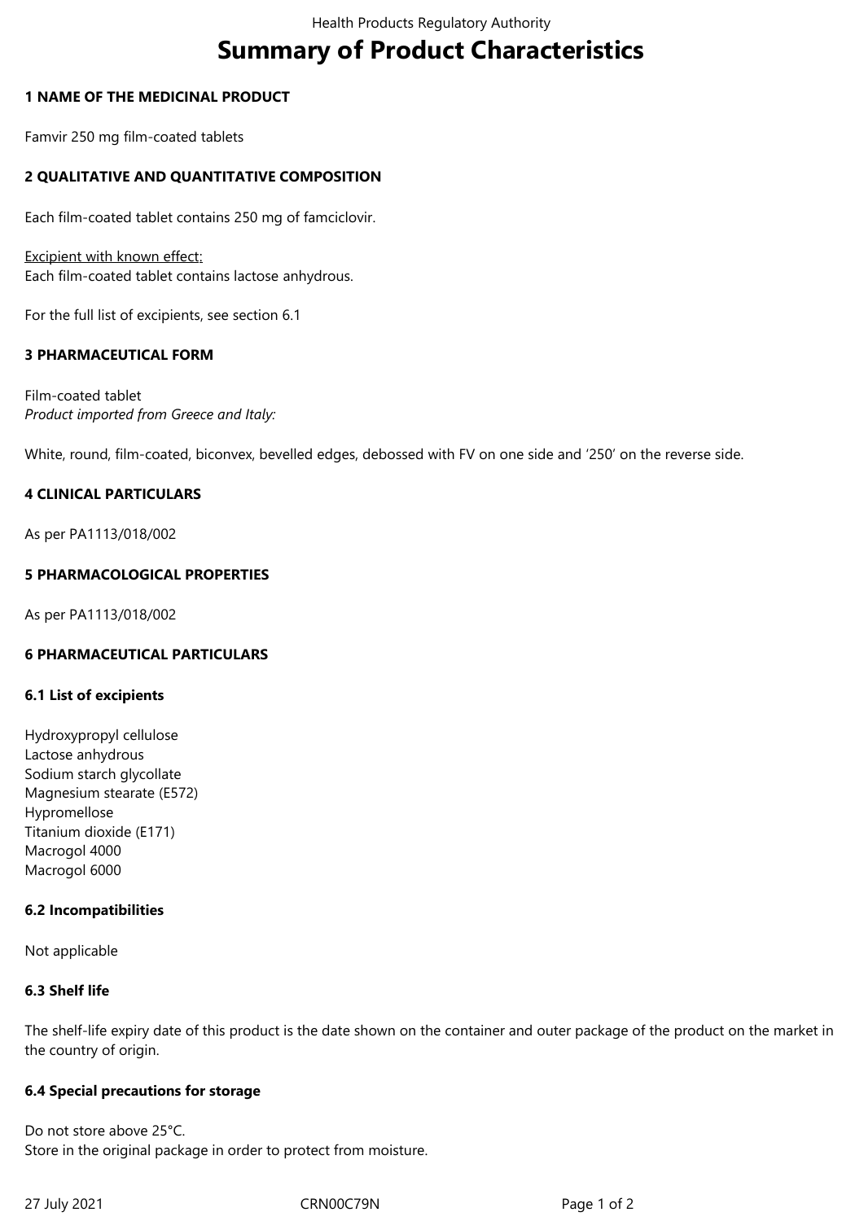# Summary of Product Characteristics

## 1 NAME OF THE MEDICINAL PRODUCT

Famvir 250 mg film-coated tablets

## 2 QUALITATIVE AND QUANTITATIVE COMPOSITION

Each film-coated tablet contains 250 mg of famciclovir.

Excipient with known effect:
Each film-coated tablet contains lactose anhydrous.

For the full list of excipients, see section 6.1

## 3 PHARMACEUTICAL FORM

Film-coated tablet
*Product imported from Greece and Italy:*

White, round, film-coated, biconvex, bevelled edges, debossed with FV on one side and '250' on the reverse side.

## 4 CLINICAL PARTICULARS

As per PA1113/018/002

## 5 PHARMACOLOGICAL PROPERTIES

As per PA1113/018/002

## 6 PHARMACEUTICAL PARTICULARS

### 6.1 List of excipients

Hydroxypropyl cellulose
Lactose anhydrous
Sodium starch glycollate
Magnesium stearate (E572)
Hypromellose
Titanium dioxide (E171)
Macrogol 4000
Macrogol 6000

### 6.2 Incompatibilities

Not applicable

### 6.3 Shelf life

The shelf-life expiry date of this product is the date shown on the container and outer package of the product on the market in the country of origin.

### 6.4 Special precautions for storage

Do not store above 25°C.
Store in the original package in order to protect from moisture.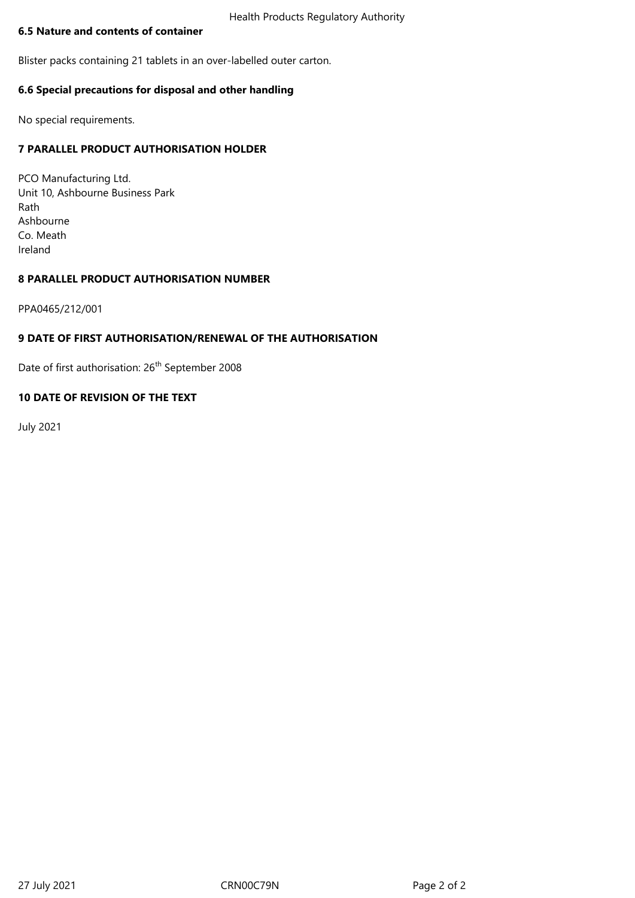### 6.5 Nature and contents of container

Blister packs containing 21 tablets in an over-labelled outer carton.

### 6.6 Special precautions for disposal and other handling

No special requirements.

## 7 PARALLEL PRODUCT AUTHORISATION HOLDER

PCO Manufacturing Ltd.
Unit 10, Ashbourne Business Park
Rath
Ashbourne
Co. Meath
Ireland

## 8 PARALLEL PRODUCT AUTHORISATION NUMBER

PPA0465/212/001

## 9 DATE OF FIRST AUTHORISATION/RENEWAL OF THE AUTHORISATION

Date of first authorisation: 26th September 2008

## 10 DATE OF REVISION OF THE TEXT

July 2021